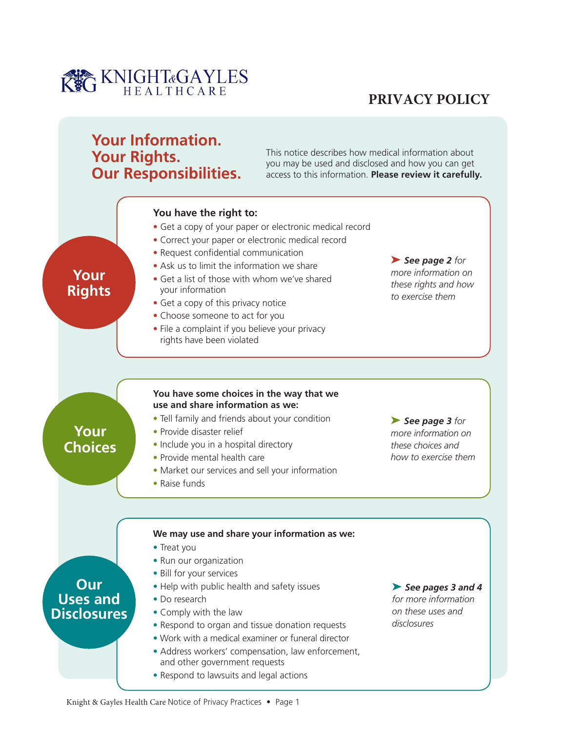KNIGHT & GAYLES HEALTHCARE

# PRIVACY POLICY

## Your Information. Your Rights. Our Responsibilities.

This notice describes how medical information about you may be used and disclosed and how you can get access to this information. **Please review it carefully.**

### Your Rights

**You have the right to:**

- Get a copy of your paper or electronic medical record
- Correct your paper or electronic medical record
- Request confidential communication
- Ask us to limit the information we share
- Get a list of those with whom we've shared your information
- Get a copy of this privacy notice
- Choose someone to act for you
- File a complaint if you believe your privacy rights have been violated

➤ ***See page 2*** *for more information on these rights and how to exercise them*

### Your Choices

**You have some choices in the way that we use and share information as we:**

- Tell family and friends about your condition
- Provide disaster relief
- Include you in a hospital directory
- Provide mental health care
- Market our services and sell your information
- Raise funds

➤ ***See page 3*** *for more information on these choices and how to exercise them*

### Our Uses and Disclosures

**We may use and share your information as we:**

- Treat you
- Run our organization
- Bill for your services
- Help with public health and safety issues
- Do research
- Comply with the law
- Respond to organ and tissue donation requests
- Work with a medical examiner or funeral director
- Address workers' compensation, law enforcement, and other government requests
- Respond to lawsuits and legal actions

➤ ***See pages 3 and 4*** *for more information on these uses and disclosures*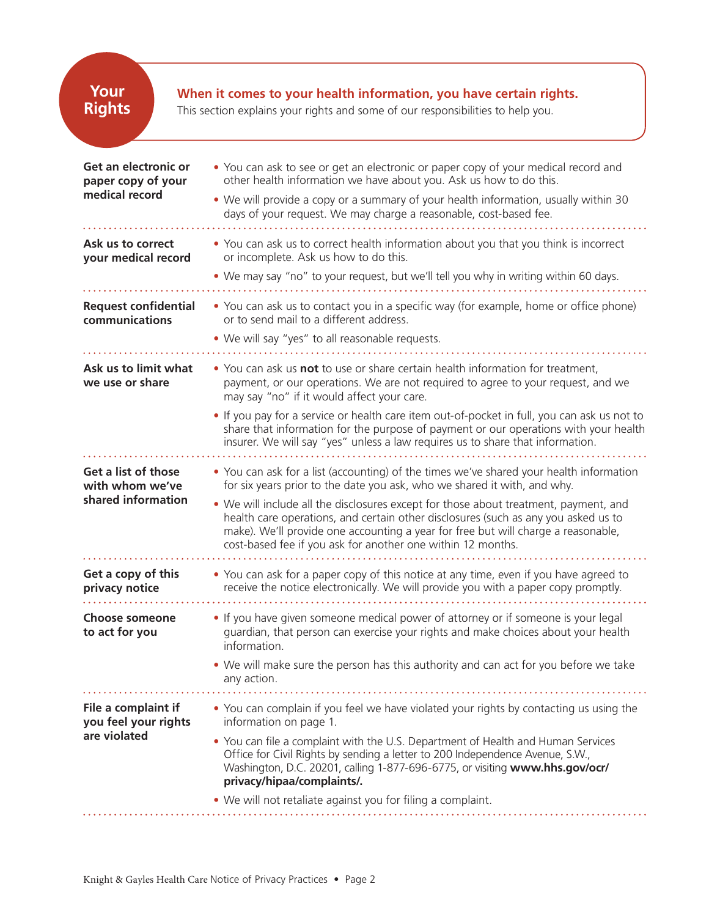# Your Rights

**When it comes to your health information, you have certain rights.**
This section explains your rights and some of our responsibilities to help you.

### Get an electronic or paper copy of your medical record

- You can ask to see or get an electronic or paper copy of your medical record and other health information we have about you. Ask us how to do this.
- We will provide a copy or a summary of your health information, usually within 30 days of your request. We may charge a reasonable, cost-based fee.

### Ask us to correct your medical record

- You can ask us to correct health information about you that you think is incorrect or incomplete. Ask us how to do this.
- We may say "no" to your request, but we'll tell you why in writing within 60 days.

### Request confidential communications

- You can ask us to contact you in a specific way (for example, home or office phone) or to send mail to a different address.
- We will say "yes" to all reasonable requests.

### Ask us to limit what we use or share

- You can ask us **not** to use or share certain health information for treatment, payment, or our operations. We are not required to agree to your request, and we may say "no" if it would affect your care.
- If you pay for a service or health care item out-of-pocket in full, you can ask us not to share that information for the purpose of payment or our operations with your health insurer. We will say "yes" unless a law requires us to share that information.

### Get a list of those with whom we've shared information

- You can ask for a list (accounting) of the times we've shared your health information for six years prior to the date you ask, who we shared it with, and why.
- We will include all the disclosures except for those about treatment, payment, and health care operations, and certain other disclosures (such as any you asked us to make). We'll provide one accounting a year for free but will charge a reasonable, cost-based fee if you ask for another one within 12 months.

### Get a copy of this privacy notice

- You can ask for a paper copy of this notice at any time, even if you have agreed to receive the notice electronically. We will provide you with a paper copy promptly.

### Choose someone to act for you

- If you have given someone medical power of attorney or if someone is your legal guardian, that person can exercise your rights and make choices about your health information.
- We will make sure the person has this authority and can act for you before we take any action.

### File a complaint if you feel your rights are violated

- You can complain if you feel we have violated your rights by contacting us using the information on page 1.
- You can file a complaint with the U.S. Department of Health and Human Services Office for Civil Rights by sending a letter to 200 Independence Avenue, S.W., Washington, D.C. 20201, calling 1-877-696-6775, or visiting **www.hhs.gov/ocr/privacy/hipaa/complaints/.**
- We will not retaliate against you for filing a complaint.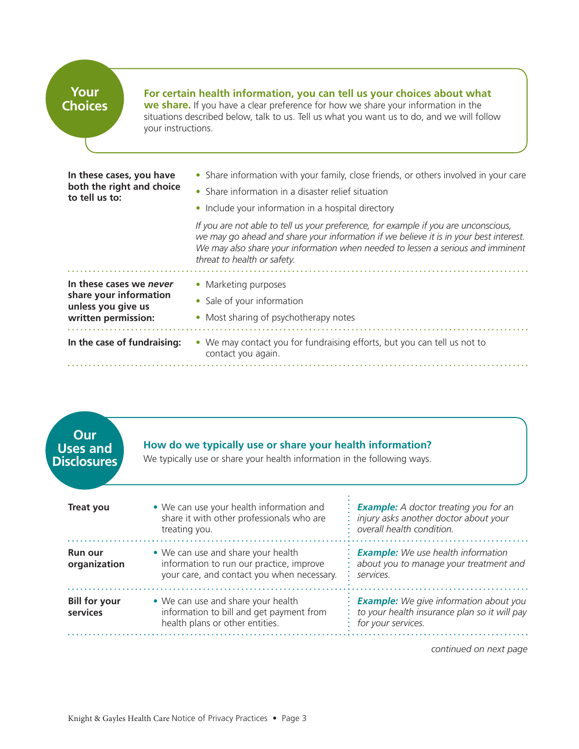## Your Choices

**For certain health information, you can tell us your choices about what we share.** If you have a clear preference for how we share your information in the situations described below, talk to us. Tell us what you want us to do, and we will follow your instructions.

| | |
|---|---|
| **In these cases, you have both the right and choice to tell us to:** | • Share information with your family, close friends, or others involved in your care<br>• Share information in a disaster relief situation<br>• Include your information in a hospital directory<br>*If you are not able to tell us your preference, for example if you are unconscious, we may go ahead and share your information if we believe it is in your best interest. We may also share your information when needed to lessen a serious and imminent threat to health or safety.* |
| **In these cases we *never* share your information unless you give us written permission:** | • Marketing purposes<br>• Sale of your information<br>• Most sharing of psychotherapy notes |
| **In the case of fundraising:** | • We may contact you for fundraising efforts, but you can tell us not to contact you again. |

## Our Uses and Disclosures

**How do we typically use or share your health information?**
We typically use or share your health information in the following ways.

| | | |
|---|---|---|
| **Treat you** | • We can use your health information and share it with other professionals who are treating you. | ***Example:*** *A doctor treating you for an injury asks another doctor about your overall health condition.* |
| **Run our organization** | • We can use and share your health information to run our practice, improve your care, and contact you when necessary. | ***Example:*** *We use health information about you to manage your treatment and services.* |
| **Bill for your services** | • We can use and share your health information to bill and get payment from health plans or other entities. | ***Example:*** *We give information about you to your health insurance plan so it will pay for your services.* |

*continued on next page*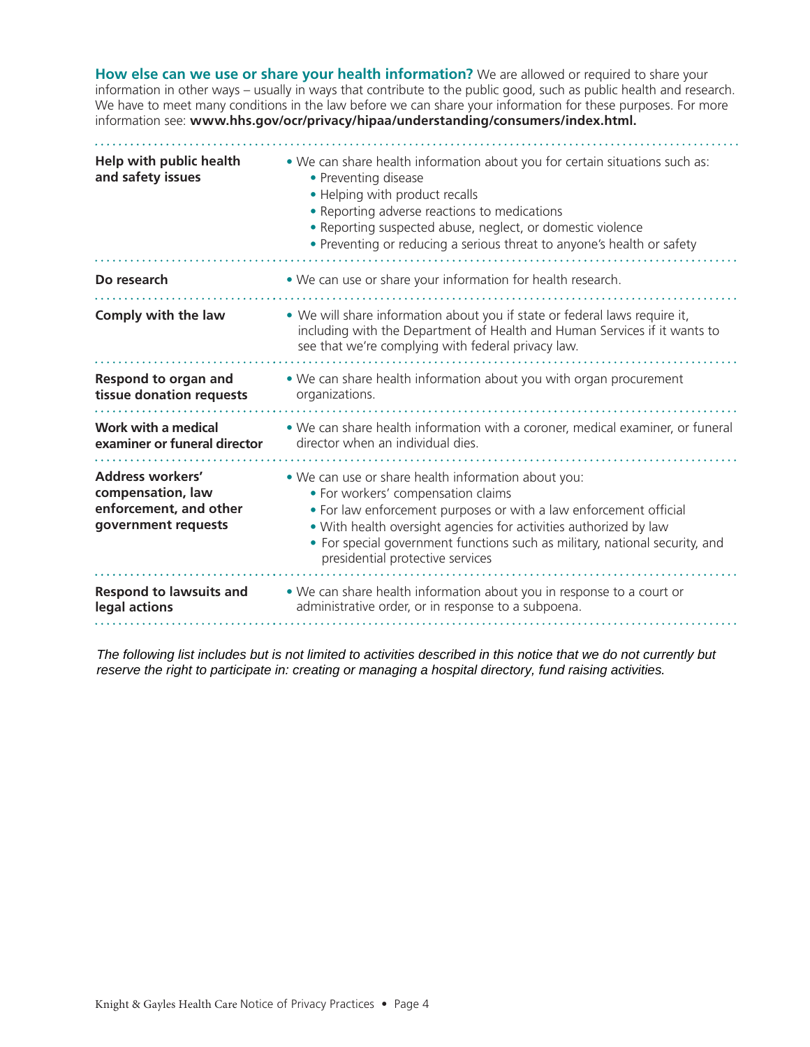**How else can we use or share your health information?** We are allowed or required to share your information in other ways – usually in ways that contribute to the public good, such as public health and research. We have to meet many conditions in the law before we can share your information for these purposes. For more information see: **www.hhs.gov/ocr/privacy/hipaa/understanding/consumers/index.html.**

| | |
|---|---|
| **Help with public health and safety issues** | • We can share health information about you for certain situations such as:<br>• Preventing disease<br>• Helping with product recalls<br>• Reporting adverse reactions to medications<br>• Reporting suspected abuse, neglect, or domestic violence<br>• Preventing or reducing a serious threat to anyone's health or safety |
| **Do research** | • We can use or share your information for health research. |
| **Comply with the law** | • We will share information about you if state or federal laws require it, including with the Department of Health and Human Services if it wants to see that we're complying with federal privacy law. |
| **Respond to organ and tissue donation requests** | • We can share health information about you with organ procurement organizations. |
| **Work with a medical examiner or funeral director** | • We can share health information with a coroner, medical examiner, or funeral director when an individual dies. |
| **Address workers' compensation, law enforcement, and other government requests** | • We can use or share health information about you:<br>• For workers' compensation claims<br>• For law enforcement purposes or with a law enforcement official<br>• With health oversight agencies for activities authorized by law<br>• For special government functions such as military, national security, and presidential protective services |
| **Respond to lawsuits and legal actions** | • We can share health information about you in response to a court or administrative order, or in response to a subpoena. |

*The following list includes but is not limited to activities described in this notice that we do not currently but reserve the right to participate in: creating or managing a hospital directory, fund raising activities.*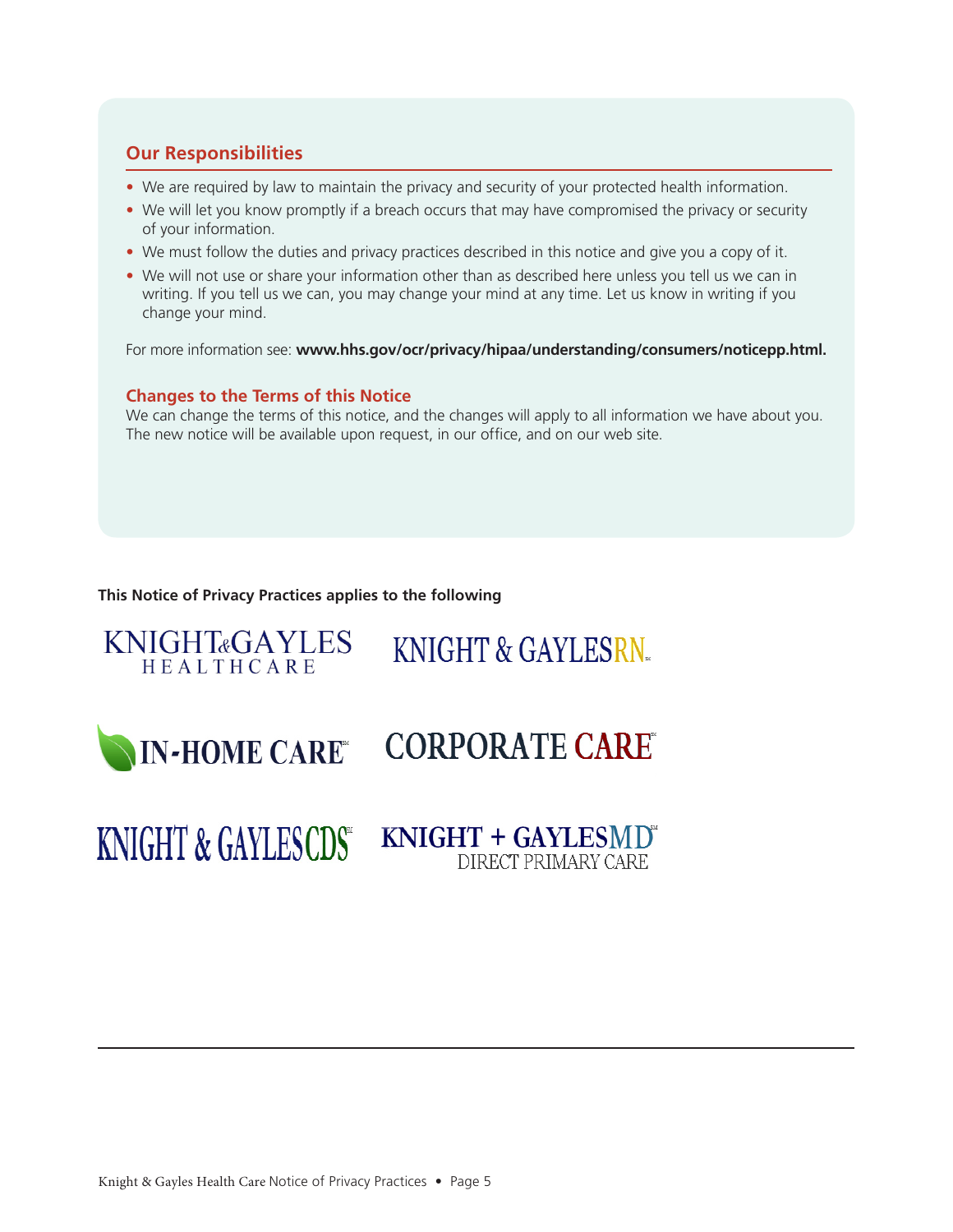## Our Responsibilities

- We are required by law to maintain the privacy and security of your protected health information.
- We will let you know promptly if a breach occurs that may have compromised the privacy or security of your information.
- We must follow the duties and privacy practices described in this notice and give you a copy of it.
- We will not use or share your information other than as described here unless you tell us we can in writing. If you tell us we can, you may change your mind at any time. Let us know in writing if you change your mind.

For more information see: **www.hhs.gov/ocr/privacy/hipaa/understanding/consumers/noticepp.html.**

## Changes to the Terms of this Notice

We can change the terms of this notice, and the changes will apply to all information we have about you. The new notice will be available upon request, in our office, and on our web site.

**This Notice of Privacy Practices applies to the following**

KNIGHT & GAYLES HEALTHCARE

KNIGHT & GAYLES RN

IN-HOME CARE

CORPORATE CARE

KNIGHT & GAYLES CDS

KNIGHT + GAYLES MD DIRECT PRIMARY CARE